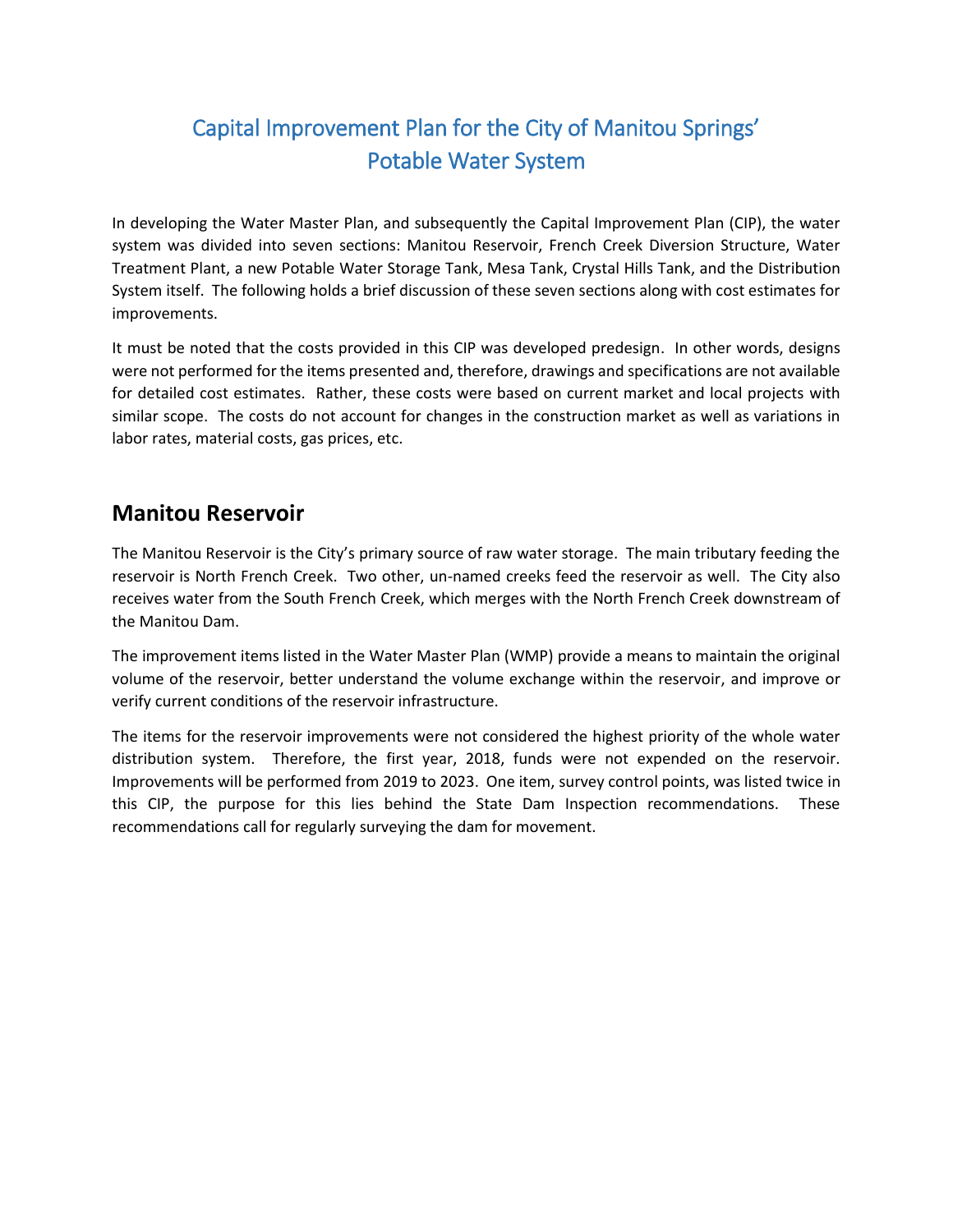# Capital Improvement Plan for the City of Manitou Springs' Potable Water System

In developing the Water Master Plan, and subsequently the Capital Improvement Plan (CIP), the water system was divided into seven sections: Manitou Reservoir, French Creek Diversion Structure, Water Treatment Plant, a new Potable Water Storage Tank, Mesa Tank, Crystal Hills Tank, and the Distribution System itself. The following holds a brief discussion of these seven sections along with cost estimates for improvements.

It must be noted that the costs provided in this CIP was developed predesign. In other words, designs were not performed for the items presented and, therefore, drawings and specifications are not available for detailed cost estimates. Rather, these costs were based on current market and local projects with similar scope. The costs do not account for changes in the construction market as well as variations in labor rates, material costs, gas prices, etc.

## Manitou Reservoir

The Manitou Reservoir is the City's primary source of raw water storage. The main tributary feeding the reservoir is North French Creek. Two other, un-named creeks feed the reservoir as well. The City also receives water from the South French Creek, which merges with the North French Creek downstream of the Manitou Dam.

The improvement items listed in the Water Master Plan (WMP) provide a means to maintain the original volume of the reservoir, better understand the volume exchange within the reservoir, and improve or verify current conditions of the reservoir infrastructure.

The items for the reservoir improvements were not considered the highest priority of the whole water distribution system. Therefore, the first year, 2018, funds were not expended on the reservoir. Improvements will be performed from 2019 to 2023. One item, survey control points, was listed twice in this CIP, the purpose for this lies behind the State Dam Inspection recommendations. These recommendations call for regularly surveying the dam for movement.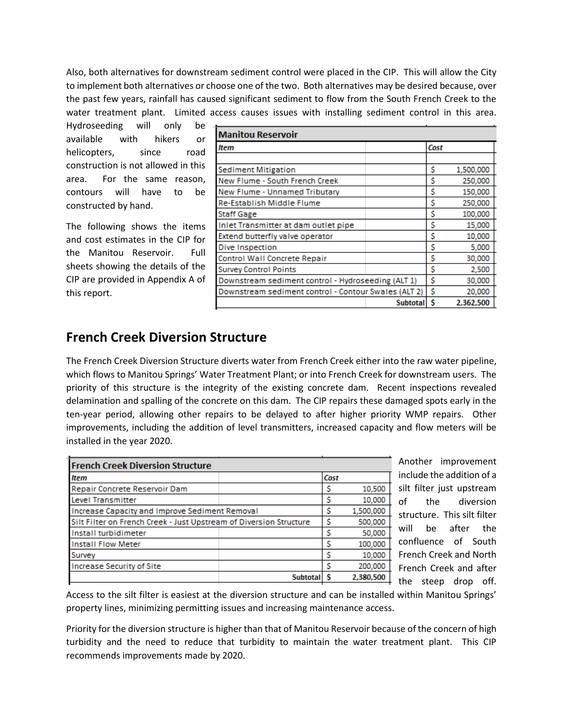Also, both alternatives for downstream sediment control were placed in the CIP. This will allow the City to implement both alternatives or choose one of the two. Both alternatives may be desired because, over the past few years, rainfall has caused significant sediment to flow from the South French Creek to the water treatment plant. Limited access causes issues with installing sediment control in this area. Hydroseeding will only be available with hikers or helicopters, since road construction is not allowed in this area. For the same reason, contours will have to be constructed by hand.

The following shows the items and cost estimates in the CIP for the Manitou Reservoir. Full sheets showing the details of the CIP are provided in Appendix A of this report.

| Manitou Reservoir | | |
|---|---|---|
| *Item* | | *Cost* |
| | | |
| Sediment Mitigation | | $ 1,500,000 |
| New Flume - South French Creek | | $ 250,000 |
| New Flume - Unnamed Tributary | | $ 150,000 |
| Re-Establish Middle Flume | | $ 250,000 |
| Staff Gage | | $ 100,000 |
| Inlet Transmitter at dam outlet pipe | | $ 15,000 |
| Extend butterfly valve operator | | $ 10,000 |
| Dive Inspection | | $ 5,000 |
| Control Wall Concrete Repair | | $ 30,000 |
| Survey Control Points | | $ 2,500 |
| Downstream sediment control - Hydroseeding (ALT 1) | | $ 30,000 |
| Downstream sediment control - Contour Swales (ALT 2) | | $ 20,000 |
| | **Subtotal** | **$ 2,362,500** |

## French Creek Diversion Structure

The French Creek Diversion Structure diverts water from French Creek either into the raw water pipeline, which flows to Manitou Springs' Water Treatment Plant; or into French Creek for downstream users. The priority of this structure is the integrity of the existing concrete dam. Recent inspections revealed delamination and spalling of the concrete on this dam. The CIP repairs these damaged spots early in the ten-year period, allowing other repairs to be delayed to after higher priority WMP repairs. Other improvements, including the addition of level transmitters, increased capacity and flow meters will be installed in the year 2020.

| French Creek Diversion Structure | | |
|---|---|---|
| *Item* | | *Cost* |
| Repair Concrete Reservoir Dam | | $ 10,500 |
| Level Transmitter | | $ 10,000 |
| Increase Capacity and Improve Sediment Removal | | $ 1,500,000 |
| Silt Filter on French Creek - Just Upstream of Diversion Structure | | $ 500,000 |
| Install turbidimeter | | $ 50,000 |
| Install Flow Meter | | $ 100,000 |
| Survey | | $ 10,000 |
| Increase Security of Site | | $ 200,000 |
| | **Subtotal** | **$ 2,380,500** |

Another improvement include the addition of a silt filter just upstream of the diversion structure. This silt filter will be after the confluence of South French Creek and North French Creek and after the steep drop off. Access to the silt filter is easiest at the diversion structure and can be installed within Manitou Springs' property lines, minimizing permitting issues and increasing maintenance access.

Priority for the diversion structure is higher than that of Manitou Reservoir because of the concern of high turbidity and the need to reduce that turbidity to maintain the water treatment plant. This CIP recommends improvements made by 2020.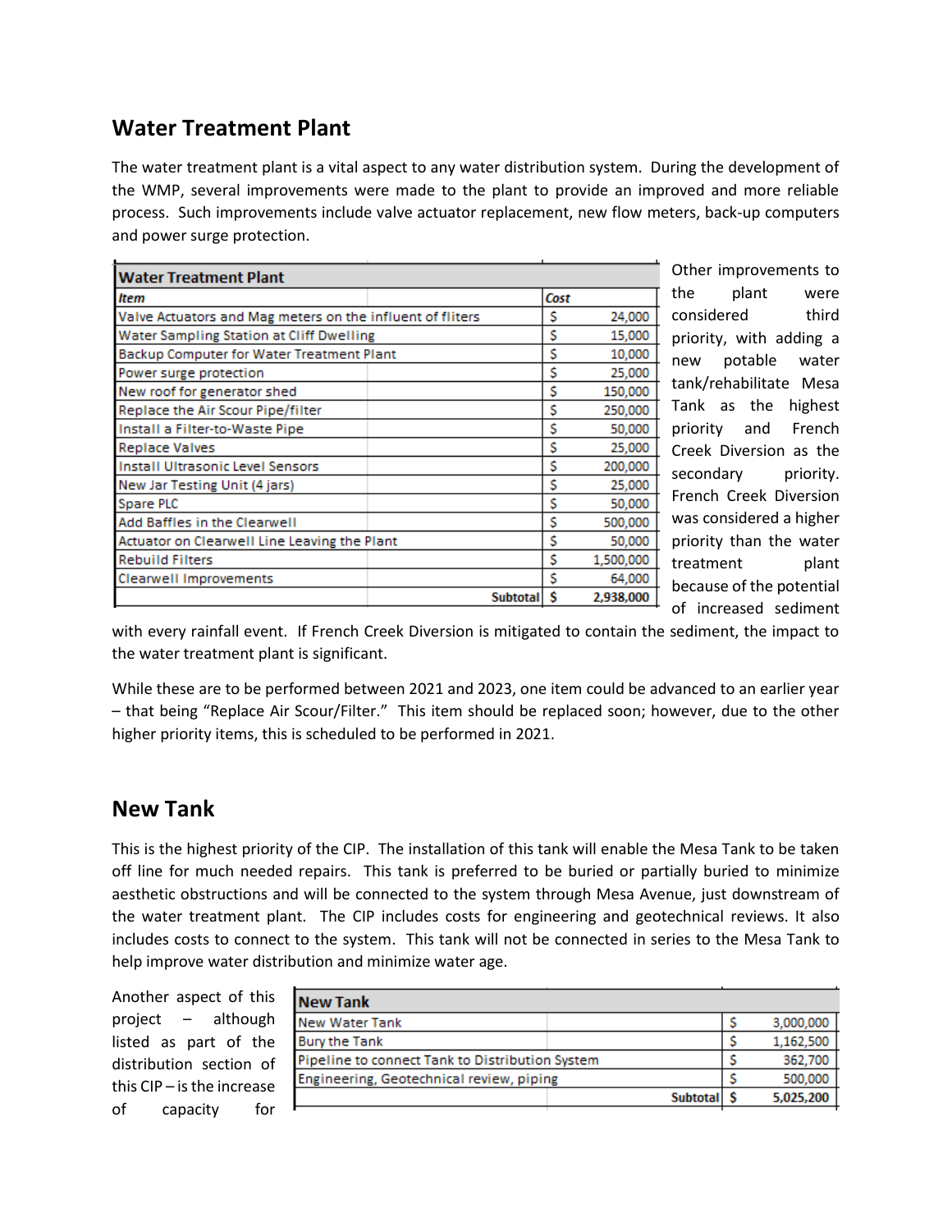## Water Treatment Plant

The water treatment plant is a vital aspect to any water distribution system. During the development of the WMP, several improvements were made to the plant to provide an improved and more reliable process. Such improvements include valve actuator replacement, new flow meters, back-up computers and power surge protection.

| Water Treatment Plant | | | |
|---|---|---|---|
| *Item* | | *Cost* | |
| Valve Actuators and Mag meters on the influent of fliters | | $ | 24,000 |
| Water Sampling Station at Cliff Dwelling | | $ | 15,000 |
| Backup Computer for Water Treatment Plant | | $ | 10,000 |
| Power surge protection | | $ | 25,000 |
| New roof for generator shed | | $ | 150,000 |
| Replace the Air Scour Pipe/filter | | $ | 250,000 |
| Install a Filter-to-Waste Pipe | | $ | 50,000 |
| Replace Valves | | $ | 25,000 |
| Install Ultrasonic Level Sensors | | $ | 200,000 |
| New Jar Testing Unit (4 jars) | | $ | 25,000 |
| Spare PLC | | $ | 50,000 |
| Add Baffles in the Clearwell | | $ | 500,000 |
| Actuator on Clearwell Line Leaving the Plant | | $ | 50,000 |
| Rebuild Filters | | $ | 1,500,000 |
| Clearwell Improvements | | $ | 64,000 |
| | **Subtotal** | **$** | **2,938,000** |

Other improvements to the plant were considered third priority, with adding a new potable water tank/rehabilitate Mesa Tank as the highest priority and French Creek Diversion as the secondary priority. French Creek Diversion was considered a higher priority than the water treatment plant because of the potential of increased sediment with every rainfall event. If French Creek Diversion is mitigated to contain the sediment, the impact to the water treatment plant is significant.

While these are to be performed between 2021 and 2023, one item could be advanced to an earlier year – that being "Replace Air Scour/Filter." This item should be replaced soon; however, due to the other higher priority items, this is scheduled to be performed in 2021.

## New Tank

This is the highest priority of the CIP. The installation of this tank will enable the Mesa Tank to be taken off line for much needed repairs. This tank is preferred to be buried or partially buried to minimize aesthetic obstructions and will be connected to the system through Mesa Avenue, just downstream of the water treatment plant. The CIP includes costs for engineering and geotechnical reviews. It also includes costs to connect to the system. This tank will not be connected in series to the Mesa Tank to help improve water distribution and minimize water age.

| New Tank | | | |
|---|---|---|---|
| New Water Tank | | $ | 3,000,000 |
| Bury the Tank | | $ | 1,162,500 |
| Pipeline to connect Tank to Distribution System | | $ | 362,700 |
| Engineering, Geotechnical review, piping | | $ | 500,000 |
| | **Subtotal** | **$** | **5,025,200** |

Another aspect of this project – although listed as part of the distribution section of this CIP – is the increase of capacity for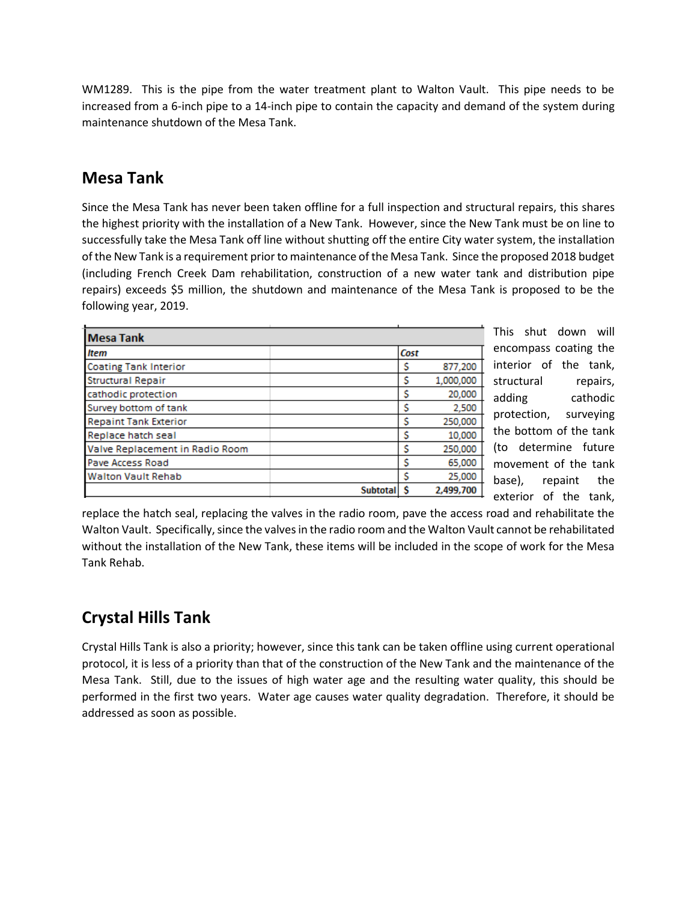WM1289. This is the pipe from the water treatment plant to Walton Vault. This pipe needs to be increased from a 6-inch pipe to a 14-inch pipe to contain the capacity and demand of the system during maintenance shutdown of the Mesa Tank.

## Mesa Tank

Since the Mesa Tank has never been taken offline for a full inspection and structural repairs, this shares the highest priority with the installation of a New Tank. However, since the New Tank must be on line to successfully take the Mesa Tank off line without shutting off the entire City water system, the installation of the New Tank is a requirement prior to maintenance of the Mesa Tank. Since the proposed 2018 budget (including French Creek Dam rehabilitation, construction of a new water tank and distribution pipe repairs) exceeds $5 million, the shutdown and maintenance of the Mesa Tank is proposed to be the following year, 2019.

| **Mesa Tank** | | |
|---|---|---|
| ***Item*** | | ***Cost*** |
| Coating Tank Interior | | $ 877,200 |
| Structural Repair | | $ 1,000,000 |
| cathodic protection | | $ 20,000 |
| Survey bottom of tank | | $ 2,500 |
| Repaint Tank Exterior | | $ 250,000 |
| Replace hatch seal | | $ 10,000 |
| Valve Replacement in Radio Room | | $ 250,000 |
| Pave Access Road | | $ 65,000 |
| Walton Vault Rehab | | $ 25,000 |
| | **Subtotal** | **$ 2,499,700** |

This shut down will encompass coating the interior of the tank, structural repairs, adding cathodic protection, surveying the bottom of the tank (to determine future movement of the tank base), repaint the exterior of the tank, replace the hatch seal, replacing the valves in the radio room, pave the access road and rehabilitate the Walton Vault. Specifically, since the valves in the radio room and the Walton Vault cannot be rehabilitated without the installation of the New Tank, these items will be included in the scope of work for the Mesa Tank Rehab.

## Crystal Hills Tank

Crystal Hills Tank is also a priority; however, since this tank can be taken offline using current operational protocol, it is less of a priority than that of the construction of the New Tank and the maintenance of the Mesa Tank. Still, due to the issues of high water age and the resulting water quality, this should be performed in the first two years. Water age causes water quality degradation. Therefore, it should be addressed as soon as possible.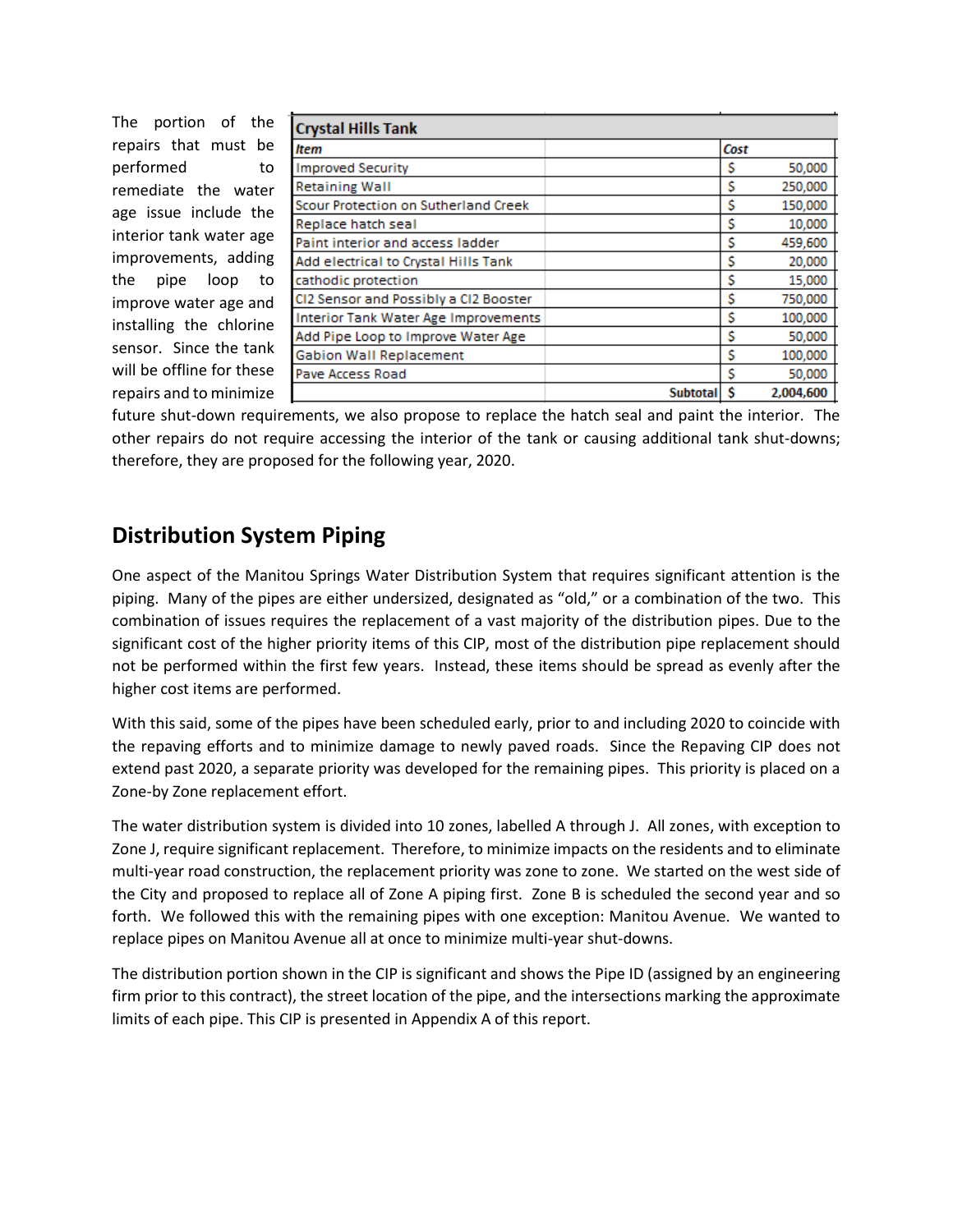| Crystal Hills Tank | | |
|---|---|---|
| *Item* | | *Cost* |
| Improved Security | | $ 50,000 |
| Retaining Wall | | $ 250,000 |
| Scour Protection on Sutherland Creek | | $ 150,000 |
| Replace hatch seal | | $ 10,000 |
| Paint interior and access ladder | | $ 459,600 |
| Add electrical to Crystal Hills Tank | | $ 20,000 |
| cathodic protection | | $ 15,000 |
| Cl2 Sensor and Possibly a Cl2 Booster | | $ 750,000 |
| Interior Tank Water Age Improvements | | $ 100,000 |
| Add Pipe Loop to Improve Water Age | | $ 50,000 |
| Gabion Wall Replacement | | $ 100,000 |
| Pave Access Road | | $ 50,000 |
| | **Subtotal** | **$ 2,004,600** |

The portion of the repairs that must be performed to remediate the water age issue include the interior tank water age improvements, adding the pipe loop to improve water age and installing the chlorine sensor. Since the tank will be offline for these repairs and to minimize future shut-down requirements, we also propose to replace the hatch seal and paint the interior. The other repairs do not require accessing the interior of the tank or causing additional tank shut-downs; therefore, they are proposed for the following year, 2020.

## Distribution System Piping

One aspect of the Manitou Springs Water Distribution System that requires significant attention is the piping. Many of the pipes are either undersized, designated as "old," or a combination of the two. This combination of issues requires the replacement of a vast majority of the distribution pipes. Due to the significant cost of the higher priority items of this CIP, most of the distribution pipe replacement should not be performed within the first few years. Instead, these items should be spread as evenly after the higher cost items are performed.

With this said, some of the pipes have been scheduled early, prior to and including 2020 to coincide with the repaving efforts and to minimize damage to newly paved roads. Since the Repaving CIP does not extend past 2020, a separate priority was developed for the remaining pipes. This priority is placed on a Zone-by Zone replacement effort.

The water distribution system is divided into 10 zones, labelled A through J. All zones, with exception to Zone J, require significant replacement. Therefore, to minimize impacts on the residents and to eliminate multi-year road construction, the replacement priority was zone to zone. We started on the west side of the City and proposed to replace all of Zone A piping first. Zone B is scheduled the second year and so forth. We followed this with the remaining pipes with one exception: Manitou Avenue. We wanted to replace pipes on Manitou Avenue all at once to minimize multi-year shut-downs.

The distribution portion shown in the CIP is significant and shows the Pipe ID (assigned by an engineering firm prior to this contract), the street location of the pipe, and the intersections marking the approximate limits of each pipe. This CIP is presented in Appendix A of this report.